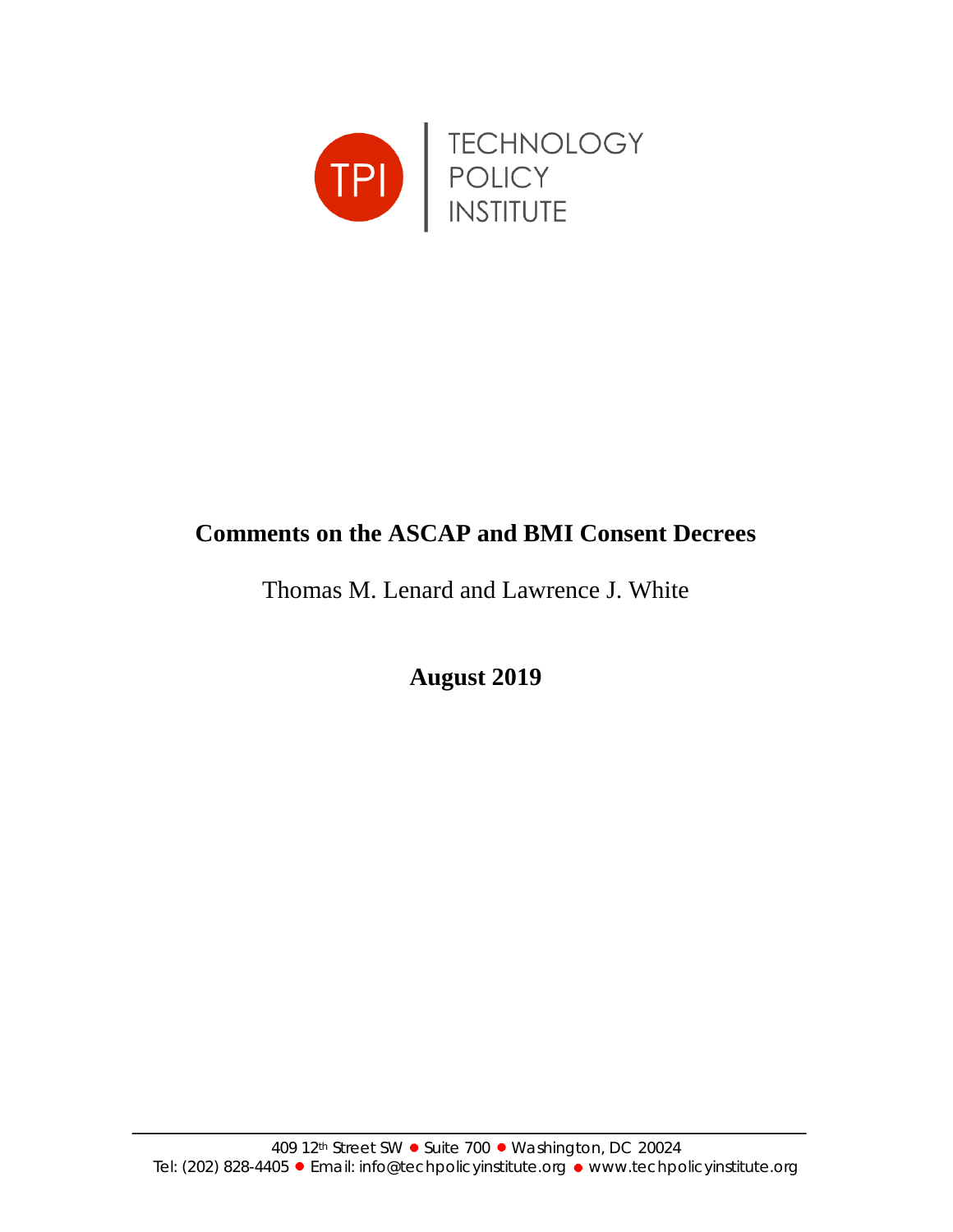TPI | TECHNOLOGY POLICY INSTITUTE

# Comments on the ASCAP and BMI Consent Decrees

Thomas M. Lenard and Lawrence J. White

**August 2019**

409 12th Street SW • Suite 700 • Washington, DC 20024
Tel: (202) 828-4405 • Email: info@techpolicyinstitute.org • www.techpolicyinstitute.org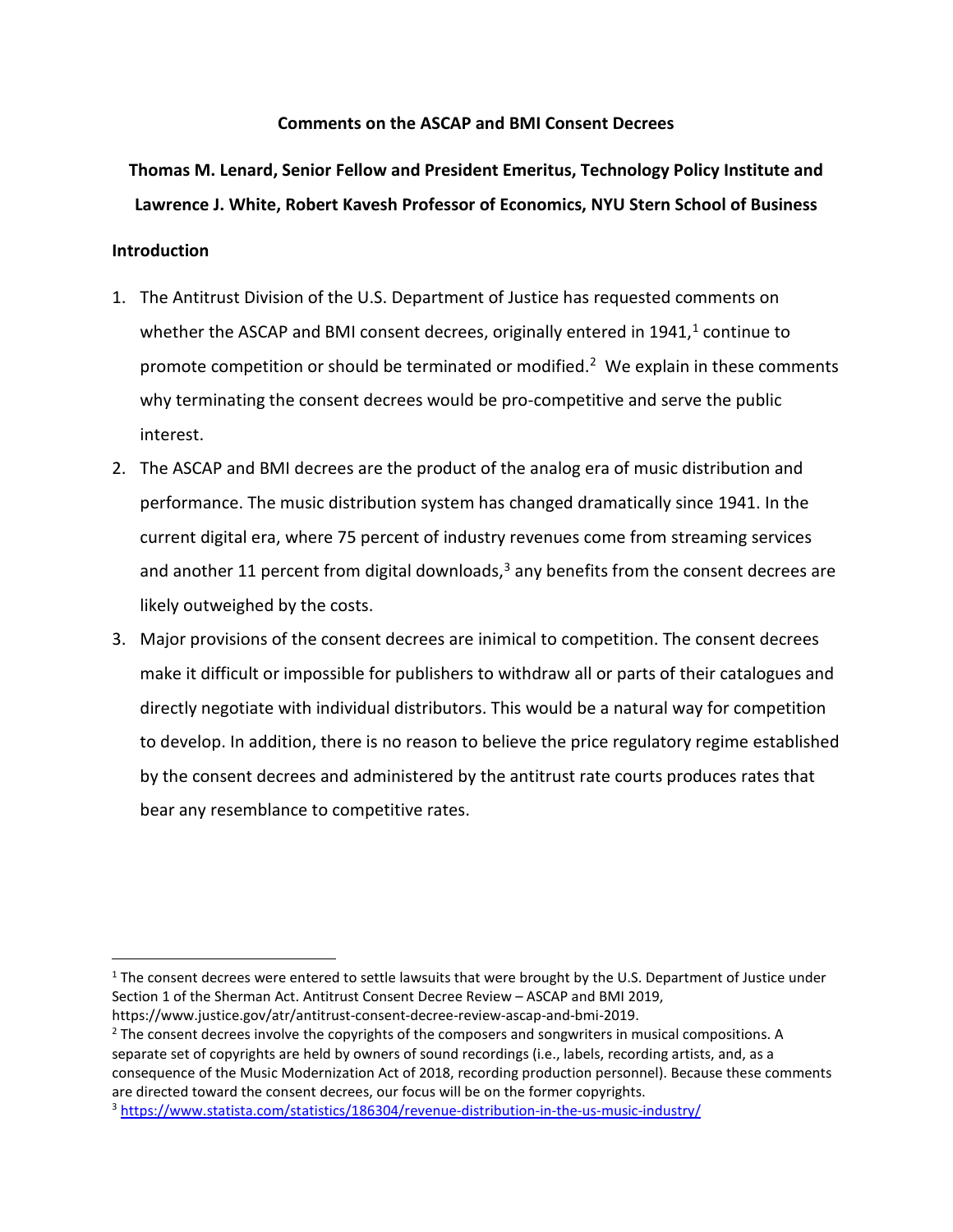**Comments on the ASCAP and BMI Consent Decrees**

**Thomas M. Lenard, Senior Fellow and President Emeritus, Technology Policy Institute and Lawrence J. White, Robert Kavesh Professor of Economics, NYU Stern School of Business**

## Introduction

1. The Antitrust Division of the U.S. Department of Justice has requested comments on whether the ASCAP and BMI consent decrees, originally entered in 1941,[1] continue to promote competition or should be terminated or modified.[2] We explain in these comments why terminating the consent decrees would be pro-competitive and serve the public interest.
2. The ASCAP and BMI decrees are the product of the analog era of music distribution and performance. The music distribution system has changed dramatically since 1941. In the current digital era, where 75 percent of industry revenues come from streaming services and another 11 percent from digital downloads,[3] any benefits from the consent decrees are likely outweighed by the costs.
3. Major provisions of the consent decrees are inimical to competition. The consent decrees make it difficult or impossible for publishers to withdraw all or parts of their catalogues and directly negotiate with individual distributors. This would be a natural way for competition to develop. In addition, there is no reason to believe the price regulatory regime established by the consent decrees and administered by the antitrust rate courts produces rates that bear any resemblance to competitive rates.

---

[1] The consent decrees were entered to settle lawsuits that were brought by the U.S. Department of Justice under Section 1 of the Sherman Act. Antitrust Consent Decree Review – ASCAP and BMI 2019, https://www.justice.gov/atr/antitrust-consent-decree-review-ascap-and-bmi-2019.

[2] The consent decrees involve the copyrights of the composers and songwriters in musical compositions. A separate set of copyrights are held by owners of sound recordings (i.e., labels, recording artists, and, as a consequence of the Music Modernization Act of 2018, recording production personnel). Because these comments are directed toward the consent decrees, our focus will be on the former copyrights.

[3] https://www.statista.com/statistics/186304/revenue-distribution-in-the-us-music-industry/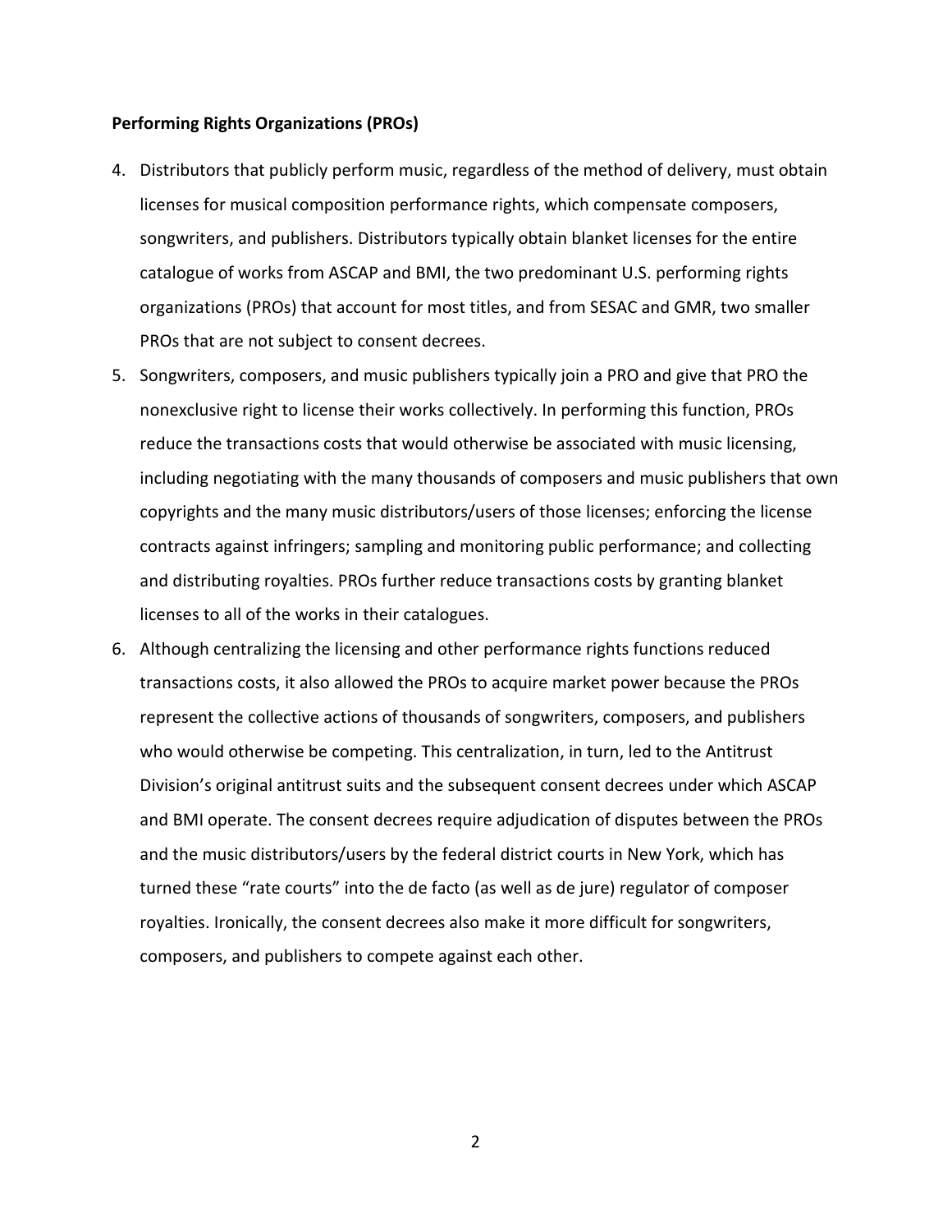**Performing Rights Organizations (PROs)**

4. Distributors that publicly perform music, regardless of the method of delivery, must obtain licenses for musical composition performance rights, which compensate composers, songwriters, and publishers. Distributors typically obtain blanket licenses for the entire catalogue of works from ASCAP and BMI, the two predominant U.S. performing rights organizations (PROs) that account for most titles, and from SESAC and GMR, two smaller PROs that are not subject to consent decrees.
5. Songwriters, composers, and music publishers typically join a PRO and give that PRO the nonexclusive right to license their works collectively. In performing this function, PROs reduce the transactions costs that would otherwise be associated with music licensing, including negotiating with the many thousands of composers and music publishers that own copyrights and the many music distributors/users of those licenses; enforcing the license contracts against infringers; sampling and monitoring public performance; and collecting and distributing royalties. PROs further reduce transactions costs by granting blanket licenses to all of the works in their catalogues.
6. Although centralizing the licensing and other performance rights functions reduced transactions costs, it also allowed the PROs to acquire market power because the PROs represent the collective actions of thousands of songwriters, composers, and publishers who would otherwise be competing. This centralization, in turn, led to the Antitrust Division's original antitrust suits and the subsequent consent decrees under which ASCAP and BMI operate. The consent decrees require adjudication of disputes between the PROs and the music distributors/users by the federal district courts in New York, which has turned these "rate courts" into the de facto (as well as de jure) regulator of composer royalties. Ironically, the consent decrees also make it more difficult for songwriters, composers, and publishers to compete against each other.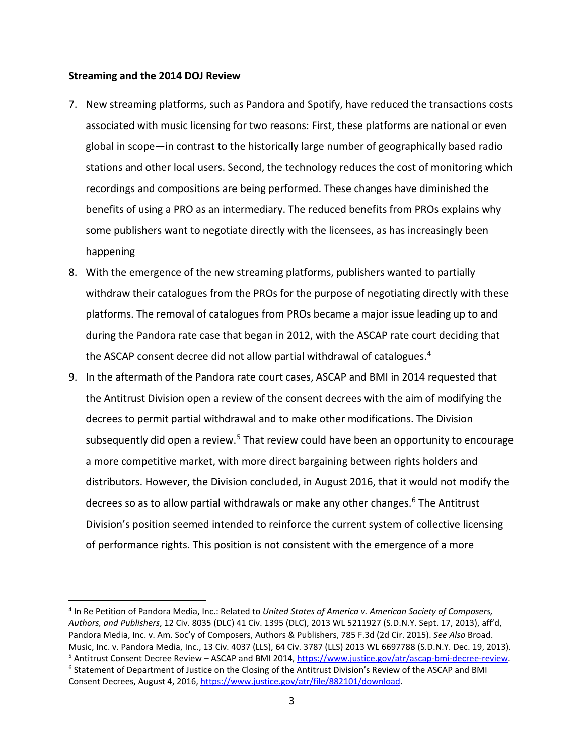**Streaming and the 2014 DOJ Review**

7. New streaming platforms, such as Pandora and Spotify, have reduced the transactions costs associated with music licensing for two reasons: First, these platforms are national or even global in scope—in contrast to the historically large number of geographically based radio stations and other local users. Second, the technology reduces the cost of monitoring which recordings and compositions are being performed. These changes have diminished the benefits of using a PRO as an intermediary. The reduced benefits from PROs explains why some publishers want to negotiate directly with the licensees, as has increasingly been happening
8. With the emergence of the new streaming platforms, publishers wanted to partially withdraw their catalogues from the PROs for the purpose of negotiating directly with these platforms. The removal of catalogues from PROs became a major issue leading up to and during the Pandora rate case that began in 2012, with the ASCAP rate court deciding that the ASCAP consent decree did not allow partial withdrawal of catalogues.[4]
9. In the aftermath of the Pandora rate court cases, ASCAP and BMI in 2014 requested that the Antitrust Division open a review of the consent decrees with the aim of modifying the decrees to permit partial withdrawal and to make other modifications. The Division subsequently did open a review.[5] That review could have been an opportunity to encourage a more competitive market, with more direct bargaining between rights holders and distributors. However, the Division concluded, in August 2016, that it would not modify the decrees so as to allow partial withdrawals or make any other changes.[6] The Antitrust Division's position seemed intended to reinforce the current system of collective licensing of performance rights. This position is not consistent with the emergence of a more

---

[4] In Re Petition of Pandora Media, Inc.: Related to *United States of America v. American Society of Composers, Authors, and Publishers*, 12 Civ. 8035 (DLC) 41 Civ. 1395 (DLC), 2013 WL 5211927 (S.D.N.Y. Sept. 17, 2013), aff'd, Pandora Media, Inc. v. Am. Soc'y of Composers, Authors & Publishers, 785 F.3d (2d Cir. 2015). *See Also* Broad. Music, Inc. v. Pandora Media, Inc., 13 Civ. 4037 (LLS), 64 Civ. 3787 (LLS) 2013 WL 6697788 (S.D.N.Y. Dec. 19, 2013).

[5] Antitrust Consent Decree Review – ASCAP and BMI 2014, https://www.justice.gov/atr/ascap-bmi-decree-review.

[6] Statement of Department of Justice on the Closing of the Antitrust Division's Review of the ASCAP and BMI Consent Decrees, August 4, 2016, https://www.justice.gov/atr/file/882101/download.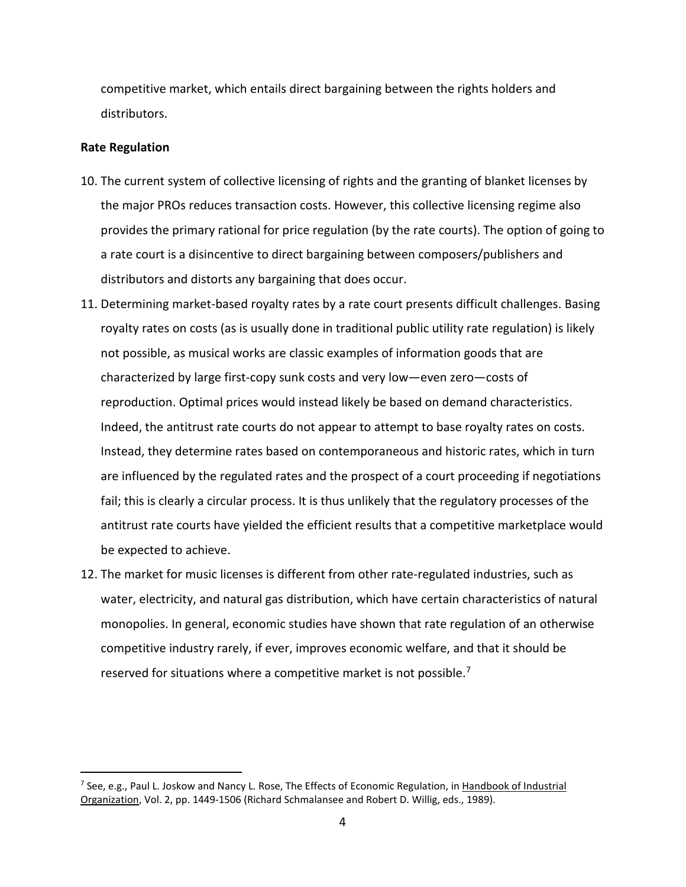competitive market, which entails direct bargaining between the rights holders and distributors.

**Rate Regulation**

10. The current system of collective licensing of rights and the granting of blanket licenses by the major PROs reduces transaction costs. However, this collective licensing regime also provides the primary rational for price regulation (by the rate courts). The option of going to a rate court is a disincentive to direct bargaining between composers/publishers and distributors and distorts any bargaining that does occur.
11. Determining market-based royalty rates by a rate court presents difficult challenges. Basing royalty rates on costs (as is usually done in traditional public utility rate regulation) is likely not possible, as musical works are classic examples of information goods that are characterized by large first-copy sunk costs and very low—even zero—costs of reproduction. Optimal prices would instead likely be based on demand characteristics. Indeed, the antitrust rate courts do not appear to attempt to base royalty rates on costs. Instead, they determine rates based on contemporaneous and historic rates, which in turn are influenced by the regulated rates and the prospect of a court proceeding if negotiations fail; this is clearly a circular process. It is thus unlikely that the regulatory processes of the antitrust rate courts have yielded the efficient results that a competitive marketplace would be expected to achieve.
12. The market for music licenses is different from other rate-regulated industries, such as water, electricity, and natural gas distribution, which have certain characteristics of natural monopolies. In general, economic studies have shown that rate regulation of an otherwise competitive industry rarely, if ever, improves economic welfare, and that it should be reserved for situations where a competitive market is not possible.[7]

[7] See, e.g., Paul L. Joskow and Nancy L. Rose, The Effects of Economic Regulation, in Handbook of Industrial Organization, Vol. 2, pp. 1449-1506 (Richard Schmalansee and Robert D. Willig, eds., 1989).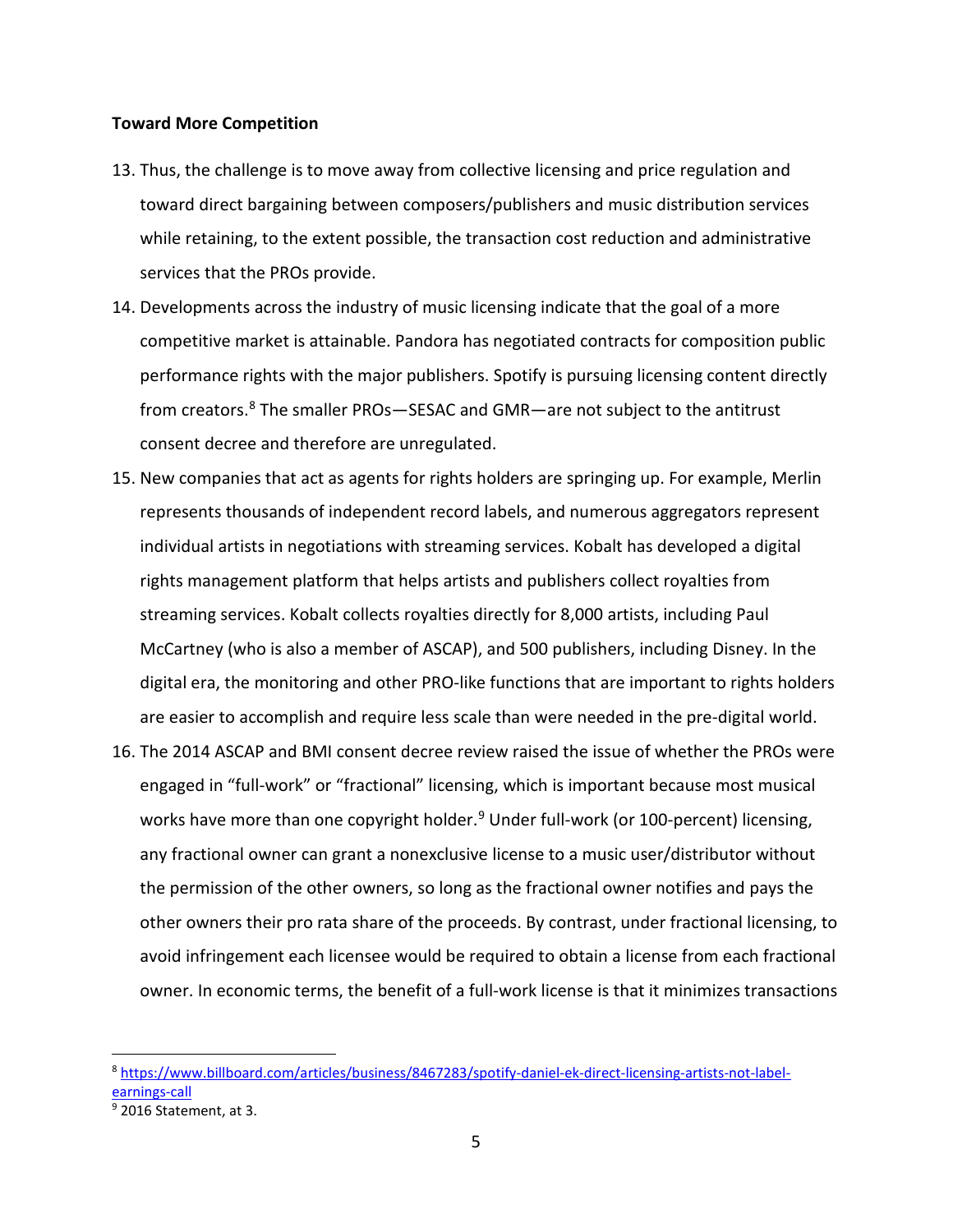**Toward More Competition**

13. Thus, the challenge is to move away from collective licensing and price regulation and toward direct bargaining between composers/publishers and music distribution services while retaining, to the extent possible, the transaction cost reduction and administrative services that the PROs provide.

14. Developments across the industry of music licensing indicate that the goal of a more competitive market is attainable. Pandora has negotiated contracts for composition public performance rights with the major publishers. Spotify is pursuing licensing content directly from creators.[8] The smaller PROs—SESAC and GMR—are not subject to the antitrust consent decree and therefore are unregulated.

15. New companies that act as agents for rights holders are springing up. For example, Merlin represents thousands of independent record labels, and numerous aggregators represent individual artists in negotiations with streaming services. Kobalt has developed a digital rights management platform that helps artists and publishers collect royalties from streaming services. Kobalt collects royalties directly for 8,000 artists, including Paul McCartney (who is also a member of ASCAP), and 500 publishers, including Disney. In the digital era, the monitoring and other PRO-like functions that are important to rights holders are easier to accomplish and require less scale than were needed in the pre-digital world.

16. The 2014 ASCAP and BMI consent decree review raised the issue of whether the PROs were engaged in "full-work" or "fractional" licensing, which is important because most musical works have more than one copyright holder.[9] Under full-work (or 100-percent) licensing, any fractional owner can grant a nonexclusive license to a music user/distributor without the permission of the other owners, so long as the fractional owner notifies and pays the other owners their pro rata share of the proceeds. By contrast, under fractional licensing, to avoid infringement each licensee would be required to obtain a license from each fractional owner. In economic terms, the benefit of a full-work license is that it minimizes transactions

---

[8] https://www.billboard.com/articles/business/8467283/spotify-daniel-ek-direct-licensing-artists-not-label-earnings-call

[9] 2016 Statement, at 3.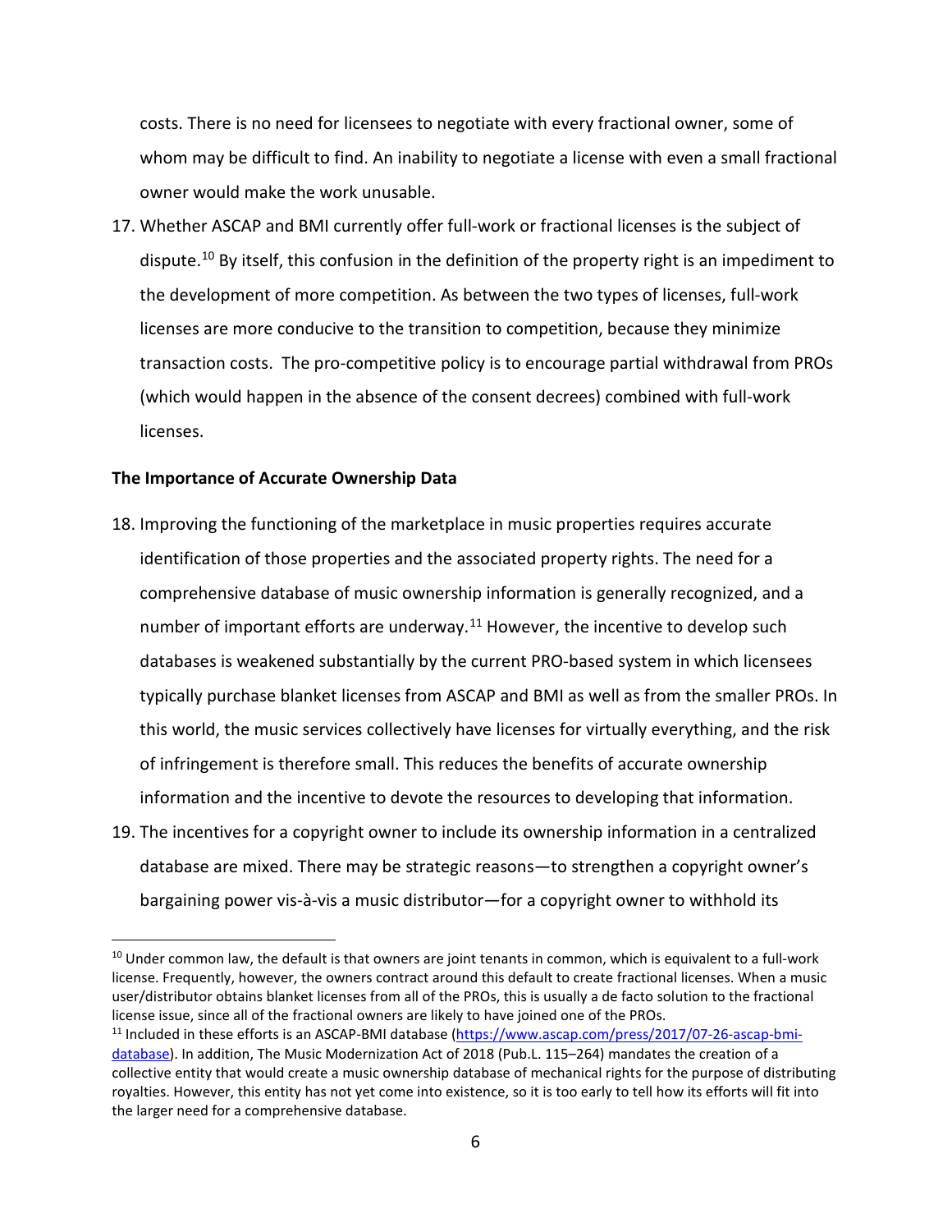costs. There is no need for licensees to negotiate with every fractional owner, some of whom may be difficult to find. An inability to negotiate a license with even a small fractional owner would make the work unusable.

17. Whether ASCAP and BMI currently offer full-work or fractional licenses is the subject of dispute.[10] By itself, this confusion in the definition of the property right is an impediment to the development of more competition. As between the two types of licenses, full-work licenses are more conducive to the transition to competition, because they minimize transaction costs. The pro-competitive policy is to encourage partial withdrawal from PROs (which would happen in the absence of the consent decrees) combined with full-work licenses.

**The Importance of Accurate Ownership Data**

18. Improving the functioning of the marketplace in music properties requires accurate identification of those properties and the associated property rights. The need for a comprehensive database of music ownership information is generally recognized, and a number of important efforts are underway.[11] However, the incentive to develop such databases is weakened substantially by the current PRO-based system in which licensees typically purchase blanket licenses from ASCAP and BMI as well as from the smaller PROs. In this world, the music services collectively have licenses for virtually everything, and the risk of infringement is therefore small. This reduces the benefits of accurate ownership information and the incentive to devote the resources to developing that information.

19. The incentives for a copyright owner to include its ownership information in a centralized database are mixed. There may be strategic reasons—to strengthen a copyright owner's bargaining power vis-à-vis a music distributor—for a copyright owner to withhold its

---

[10] Under common law, the default is that owners are joint tenants in common, which is equivalent to a full-work license. Frequently, however, the owners contract around this default to create fractional licenses. When a music user/distributor obtains blanket licenses from all of the PROs, this is usually a de facto solution to the fractional license issue, since all of the fractional owners are likely to have joined one of the PROs.

[11] Included in these efforts is an ASCAP-BMI database (https://www.ascap.com/press/2017/07-26-ascap-bmi-database). In addition, The Music Modernization Act of 2018 (Pub.L. 115–264) mandates the creation of a collective entity that would create a music ownership database of mechanical rights for the purpose of distributing royalties. However, this entity has not yet come into existence, so it is too early to tell how its efforts will fit into the larger need for a comprehensive database.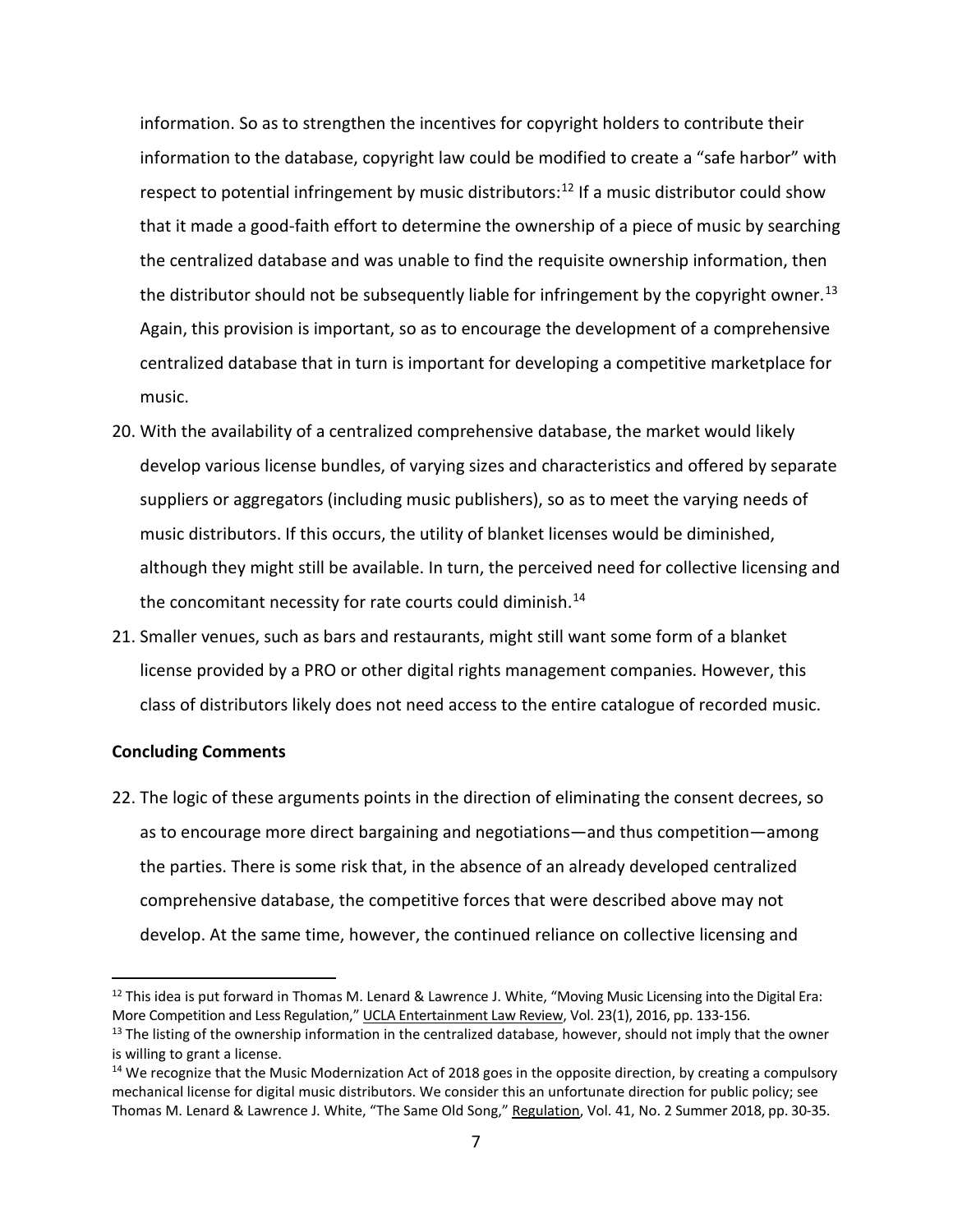information. So as to strengthen the incentives for copyright holders to contribute their information to the database, copyright law could be modified to create a "safe harbor" with respect to potential infringement by music distributors:[12] If a music distributor could show that it made a good-faith effort to determine the ownership of a piece of music by searching the centralized database and was unable to find the requisite ownership information, then the distributor should not be subsequently liable for infringement by the copyright owner.[13] Again, this provision is important, so as to encourage the development of a comprehensive centralized database that in turn is important for developing a competitive marketplace for music.

20. With the availability of a centralized comprehensive database, the market would likely develop various license bundles, of varying sizes and characteristics and offered by separate suppliers or aggregators (including music publishers), so as to meet the varying needs of music distributors. If this occurs, the utility of blanket licenses would be diminished, although they might still be available. In turn, the perceived need for collective licensing and the concomitant necessity for rate courts could diminish.[14]

21. Smaller venues, such as bars and restaurants, might still want some form of a blanket license provided by a PRO or other digital rights management companies. However, this class of distributors likely does not need access to the entire catalogue of recorded music.

**Concluding Comments**

22. The logic of these arguments points in the direction of eliminating the consent decrees, so as to encourage more direct bargaining and negotiations—and thus competition—among the parties. There is some risk that, in the absence of an already developed centralized comprehensive database, the competitive forces that were described above may not develop. At the same time, however, the continued reliance on collective licensing and

---

[12] This idea is put forward in Thomas M. Lenard & Lawrence J. White, "Moving Music Licensing into the Digital Era: More Competition and Less Regulation," UCLA Entertainment Law Review, Vol. 23(1), 2016, pp. 133-156.

[13] The listing of the ownership information in the centralized database, however, should not imply that the owner is willing to grant a license.

[14] We recognize that the Music Modernization Act of 2018 goes in the opposite direction, by creating a compulsory mechanical license for digital music distributors. We consider this an unfortunate direction for public policy; see Thomas M. Lenard & Lawrence J. White, "The Same Old Song," Regulation, Vol. 41, No. 2 Summer 2018, pp. 30-35.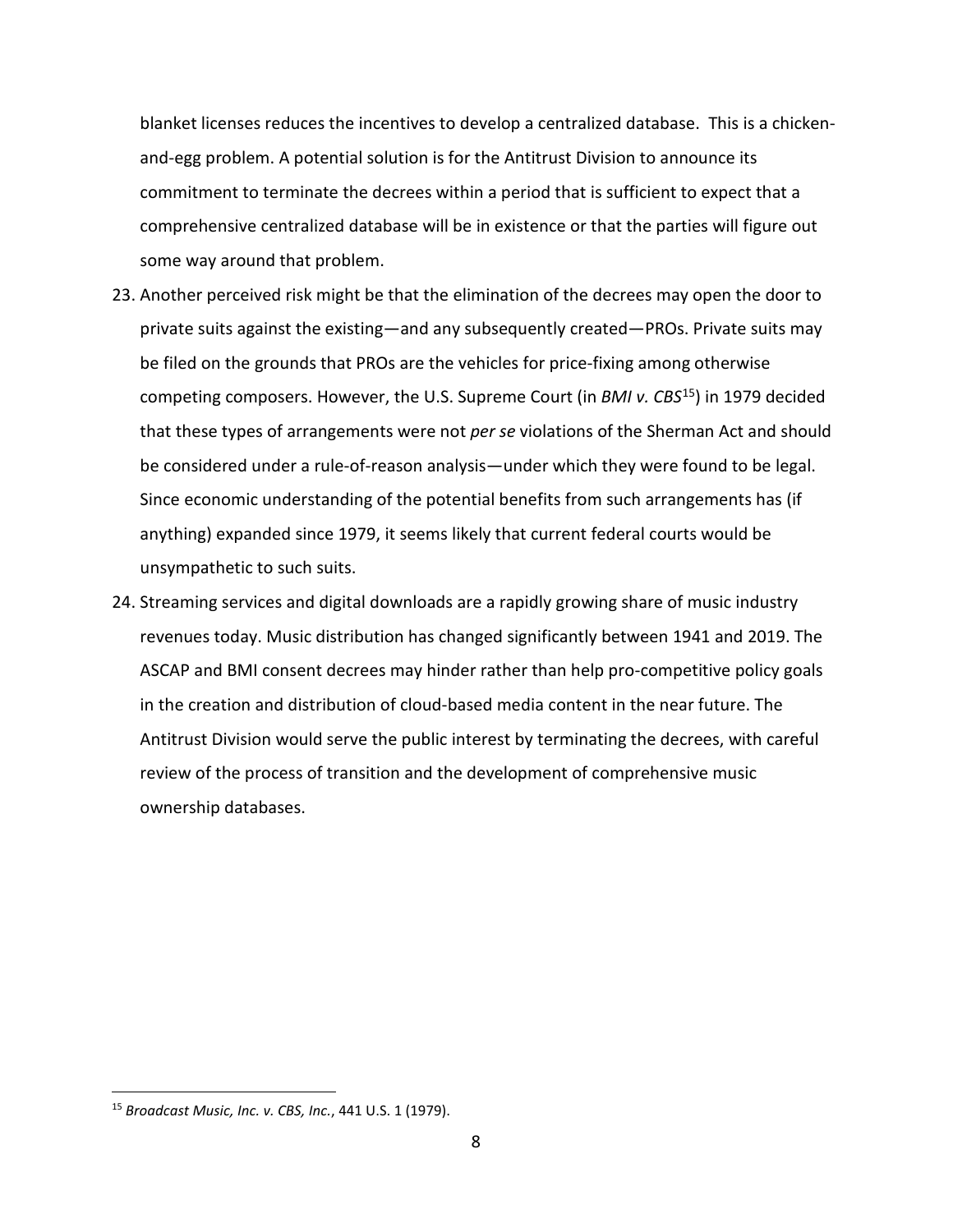blanket licenses reduces the incentives to develop a centralized database. This is a chicken-and-egg problem. A potential solution is for the Antitrust Division to announce its commitment to terminate the decrees within a period that is sufficient to expect that a comprehensive centralized database will be in existence or that the parties will figure out some way around that problem.

23. Another perceived risk might be that the elimination of the decrees may open the door to private suits against the existing—and any subsequently created—PROs. Private suits may be filed on the grounds that PROs are the vehicles for price-fixing among otherwise competing composers. However, the U.S. Supreme Court (in *BMI v. CBS*[15]) in 1979 decided that these types of arrangements were not *per se* violations of the Sherman Act and should be considered under a rule-of-reason analysis—under which they were found to be legal. Since economic understanding of the potential benefits from such arrangements has (if anything) expanded since 1979, it seems likely that current federal courts would be unsympathetic to such suits.
24. Streaming services and digital downloads are a rapidly growing share of music industry revenues today. Music distribution has changed significantly between 1941 and 2019. The ASCAP and BMI consent decrees may hinder rather than help pro-competitive policy goals in the creation and distribution of cloud-based media content in the near future. The Antitrust Division would serve the public interest by terminating the decrees, with careful review of the process of transition and the development of comprehensive music ownership databases.

[15] *Broadcast Music, Inc. v. CBS, Inc.*, 441 U.S. 1 (1979).